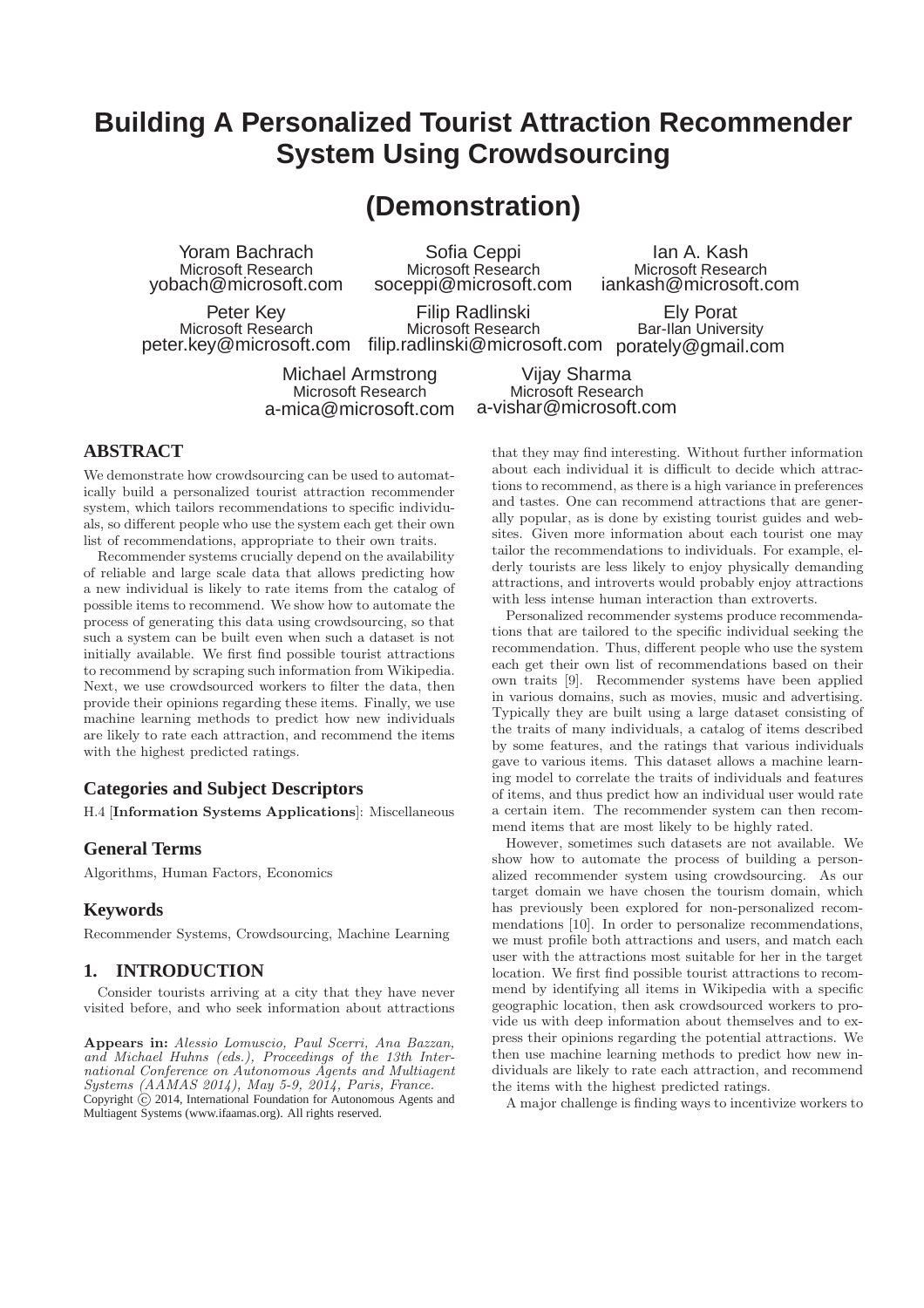# Building A Personalized Tourist Attraction Recommender System Using Crowdsourcing

## (Demonstration)

Yoram Bachrach
Microsoft Research
yobach@microsoft.com

Sofia Ceppi
Microsoft Research
soceppi@microsoft.com

Ian A. Kash
Microsoft Research
iankash@microsoft.com

Peter Key
Microsoft Research
peter.key@microsoft.com

Filip Radlinski
Microsoft Research
filip.radlinski@microsoft.com

Ely Porat
Bar-Ilan University
porately@gmail.com

Michael Armstrong
Microsoft Research
a-mica@microsoft.com

Vijay Sharma
Microsoft Research
a-vishar@microsoft.com

## ABSTRACT

We demonstrate how crowdsourcing can be used to automatically build a personalized tourist attraction recommender system, which tailors recommendations to specific individuals, so different people who use the system each get their own list of recommendations, appropriate to their own traits.

Recommender systems crucially depend on the availability of reliable and large scale data that allows predicting how a new individual is likely to rate items from the catalog of possible items to recommend. We show how to automate the process of generating this data using crowdsourcing, so that such a system can be built even when such a dataset is not initially available. We first find possible tourist attractions to recommend by scraping such information from Wikipedia. Next, we use crowdsourced workers to filter the data, then provide their opinions regarding these items. Finally, we use machine learning methods to predict how new individuals are likely to rate each attraction, and recommend the items with the highest predicted ratings.

### Categories and Subject Descriptors

H.4 [**Information Systems Applications**]: Miscellaneous

### General Terms

Algorithms, Human Factors, Economics

### Keywords

Recommender Systems, Crowdsourcing, Machine Learning

## 1. INTRODUCTION

Consider tourists arriving at a city that they have never visited before, and who seek information about attractions that they may find interesting. Without further information about each individual it is difficult to decide which attractions to recommend, as there is a high variance in preferences and tastes. One can recommend attractions that are generally popular, as is done by existing tourist guides and websites. Given more information about each tourist one may tailor the recommendations to individuals. For example, elderly tourists are less likely to enjoy physically demanding attractions, and introverts would probably enjoy attractions with less intense human interaction than extroverts.

Personalized recommender systems produce recommendations that are tailored to the specific individual seeking the recommendation. Thus, different people who use the system each get their own list of recommendations based on their own traits [9]. Recommender systems have been applied in various domains, such as movies, music and advertising. Typically they are built using a large dataset consisting of the traits of many individuals, a catalog of items described by some features, and the ratings that various individuals gave to various items. This dataset allows a machine learning model to correlate the traits of individuals and features of items, and thus predict how an individual user would rate a certain item. The recommender system can then recommend items that are most likely to be highly rated.

However, sometimes such datasets are not available. We show how to automate the process of building a personalized recommender system using crowdsourcing. As our target domain we have chosen the tourism domain, which has previously been explored for non-personalized recommendations [10]. In order to personalize recommendations, we must profile both attractions and users, and match each user with the attractions most suitable for her in the target location. We first find possible tourist attractions to recommend by identifying all items in Wikipedia with a specific geographic location, then ask crowdsourced workers to provide us with deep information about themselves and to express their opinions regarding the potential attractions. We then use machine learning methods to predict how new individuals are likely to rate each attraction, and recommend the items with the highest predicted ratings.

A major challenge is finding ways to incentivize workers to

**Appears in:** *Alessio Lomuscio, Paul Scerri, Ana Bazzan, and Michael Huhns (eds.), Proceedings of the 13th International Conference on Autonomous Agents and Multiagent Systems (AAMAS 2014), May 5-9, 2014, Paris, France.*
Copyright © 2014, International Foundation for Autonomous Agents and Multiagent Systems (www.ifaamas.org). All rights reserved.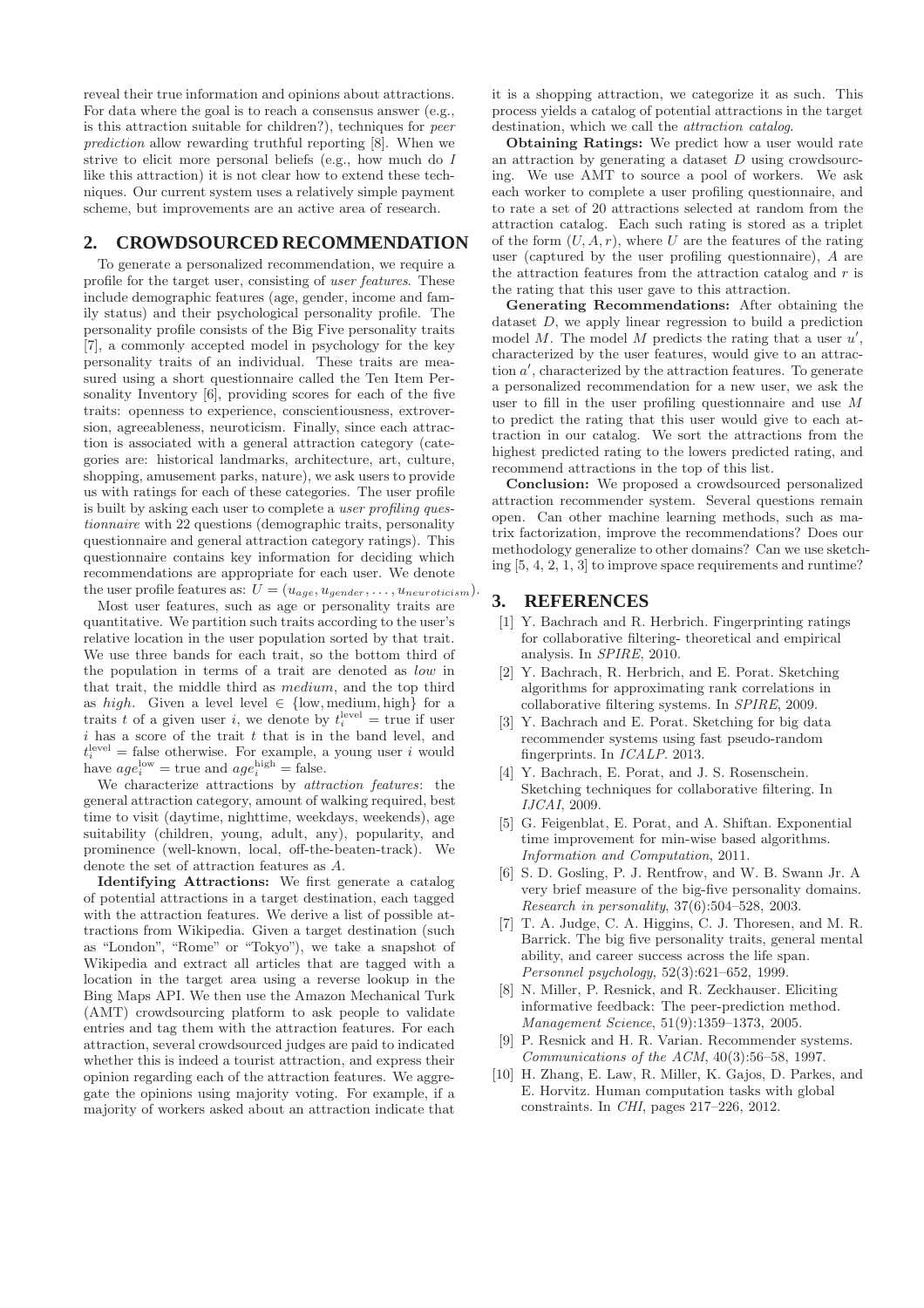reveal their true information and opinions about attractions. For data where the goal is to reach a consensus answer (e.g., is this attraction suitable for children?), techniques for *peer prediction* allow rewarding truthful reporting [8]. When we strive to elicit more personal beliefs (e.g., how much do *I* like this attraction) it is not clear how to extend these techniques. Our current system uses a relatively simple payment scheme, but improvements are an active area of research.

## 2. CROWDSOURCED RECOMMENDATION

To generate a personalized recommendation, we require a profile for the target user, consisting of *user features*. These include demographic features (age, gender, income and family status) and their psychological personality profile. The personality profile consists of the Big Five personality traits [7], a commonly accepted model in psychology for the key personality traits of an individual. These traits are measured using a short questionnaire called the Ten Item Personality Inventory [6], providing scores for each of the five traits: openness to experience, conscientiousness, extroversion, agreeableness, neuroticism. Finally, since each attraction is associated with a general attraction category (categories are: historical landmarks, architecture, art, culture, shopping, amusement parks, nature), we ask users to provide us with ratings for each of these categories. The user profile is built by asking each user to complete a *user profiling questionnaire* with 22 questions (demographic traits, personality questionnaire and general attraction category ratings). This questionnaire contains key information for deciding which recommendations are appropriate for each user. We denote the user profile features as: $U = (u_{age}, u_{gender}, \ldots, u_{neuroticism})$.

Most user features, such as age or personality traits are quantitative. We partition such traits according to the user's relative location in the user population sorted by that trait. We use three bands for each trait, so the bottom third of the population in terms of a trait are denoted as *low* in that trait, the middle third as *medium*, and the top third as *high*. Given a level level $\in$ {low, medium, high} for a traits $t$ of a given user $i$, we denote by $t_i^{\text{level}} = \text{true}$ if user $i$ has a score of the trait $t$ that is in the band level, and $t_i^{\text{level}} = \text{false}$ otherwise. For example, a young user $i$ would have $age_i^{\text{low}} = \text{true}$ and $age_i^{\text{high}} = \text{false}$.

We characterize attractions by *attraction features*: the general attraction category, amount of walking required, best time to visit (daytime, nighttime, weekdays, weekends), age suitability (children, young, adult, any), popularity, and prominence (well-known, local, off-the-beaten-track). We denote the set of attraction features as $A$.

**Identifying Attractions:** We first generate a catalog of potential attractions in a target destination, each tagged with the attraction features. We derive a list of possible attractions from Wikipedia. Given a target destination (such as "London", "Rome" or "Tokyo"), we take a snapshot of Wikipedia and extract all articles that are tagged with a location in the target area using a reverse lookup in the Bing Maps API. We then use the Amazon Mechanical Turk (AMT) crowdsourcing platform to ask people to validate entries and tag them with the attraction features. For each attraction, several crowdsourced judges are paid to indicated whether this is indeed a tourist attraction, and express their opinion regarding each of the attraction features. We aggregate the opinions using majority voting. For example, if a majority of workers asked about an attraction indicate that it is a shopping attraction, we categorize it as such. This process yields a catalog of potential attractions in the target destination, which we call the *attraction catalog*.

**Obtaining Ratings:** We predict how a user would rate an attraction by generating a dataset $D$ using crowdsourcing. We use AMT to source a pool of workers. We ask each worker to complete a user profiling questionnaire, and to rate a set of 20 attractions selected at random from the attraction catalog. Each such rating is stored as a triplet of the form $(U, A, r)$, where $U$ are the features of the rating user (captured by the user profiling questionnaire), $A$ are the attraction features from the attraction catalog and $r$ is the rating that this user gave to this attraction.

**Generating Recommendations:** After obtaining the dataset $D$, we apply linear regression to build a prediction model $M$. The model $M$ predicts the rating that a user $u'$, characterized by the user features, would give to an attraction $a'$, characterized by the attraction features. To generate a personalized recommendation for a new user, we ask the user to fill in the user profiling questionnaire and use $M$ to predict the rating that this user would give to each attraction in our catalog. We sort the attractions from the highest predicted rating to the lowers predicted rating, and recommend attractions in the top of this list.

**Conclusion:** We proposed a crowdsourced personalized attraction recommender system. Several questions remain open. Can other machine learning methods, such as matrix factorization, improve the recommendations? Does our methodology generalize to other domains? Can we use sketching [5, 4, 2, 1, 3] to improve space requirements and runtime?

## 3. REFERENCES

[1] Y. Bachrach and R. Herbrich. Fingerprinting ratings for collaborative filtering- theoretical and empirical analysis. In *SPIRE*, 2010.

[2] Y. Bachrach, R. Herbrich, and E. Porat. Sketching algorithms for approximating rank correlations in collaborative filtering systems. In *SPIRE*, 2009.

[3] Y. Bachrach and E. Porat. Sketching for big data recommender systems using fast pseudo-random fingerprints. In *ICALP*. 2013.

[4] Y. Bachrach, E. Porat, and J. S. Rosenschein. Sketching techniques for collaborative filtering. In *IJCAI*, 2009.

[5] G. Feigenblat, E. Porat, and A. Shiftan. Exponential time improvement for min-wise based algorithms. *Information and Computation*, 2011.

[6] S. D. Gosling, P. J. Rentfrow, and W. B. Swann Jr. A very brief measure of the big-five personality domains. *Research in personality*, 37(6):504–528, 2003.

[7] T. A. Judge, C. A. Higgins, C. J. Thoresen, and M. R. Barrick. The big five personality traits, general mental ability, and career success across the life span. *Personnel psychology*, 52(3):621–652, 1999.

[8] N. Miller, P. Resnick, and R. Zeckhauser. Eliciting informative feedback: The peer-prediction method. *Management Science*, 51(9):1359–1373, 2005.

[9] P. Resnick and H. R. Varian. Recommender systems. *Communications of the ACM*, 40(3):56–58, 1997.

[10] H. Zhang, E. Law, R. Miller, K. Gajos, D. Parkes, and E. Horvitz. Human computation tasks with global constraints. In *CHI*, pages 217–226, 2012.